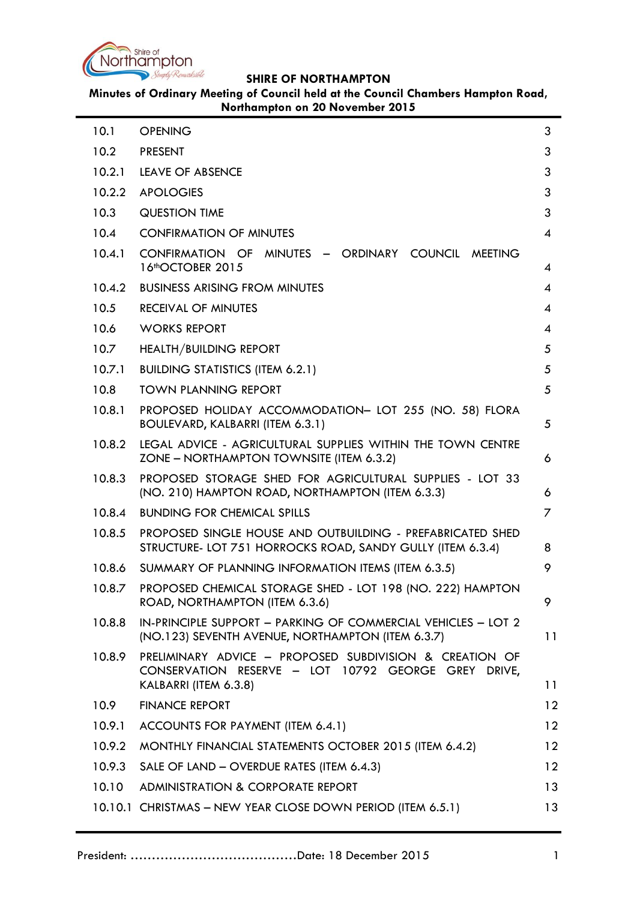**SHIRE OF NORTHAMPTON**

**Minutes of Ordinary Meeting of Council held at the Council Chambers Hampton Road, Northampton on 20 November 2015**

| | | |
|---|---|---|
| 10.1 | OPENING | 3 |
| 10.2 | PRESENT | 3 |
| 10.2.1 | LEAVE OF ABSENCE | 3 |
| 10.2.2 | APOLOGIES | 3 |
| 10.3 | QUESTION TIME | 3 |
| 10.4 | CONFIRMATION OF MINUTES | 4 |
| 10.4.1 | CONFIRMATION OF MINUTES – ORDINARY COUNCIL MEETING 16thOCTOBER 2015 | 4 |
| 10.4.2 | BUSINESS ARISING FROM MINUTES | 4 |
| 10.5 | RECEIVAL OF MINUTES | 4 |
| 10.6 | WORKS REPORT | 4 |
| 10.7 | HEALTH/BUILDING REPORT | 5 |
| 10.7.1 | BUILDING STATISTICS (ITEM 6.2.1) | 5 |
| 10.8 | TOWN PLANNING REPORT | 5 |
| 10.8.1 | PROPOSED HOLIDAY ACCOMMODATION– LOT 255 (NO. 58) FLORA BOULEVARD, KALBARRI (ITEM 6.3.1) | 5 |
| 10.8.2 | LEGAL ADVICE - AGRICULTURAL SUPPLIES WITHIN THE TOWN CENTRE ZONE – NORTHAMPTON TOWNSITE (ITEM 6.3.2) | 6 |
| 10.8.3 | PROPOSED STORAGE SHED FOR AGRICULTURAL SUPPLIES - LOT 33 (NO. 210) HAMPTON ROAD, NORTHAMPTON (ITEM 6.3.3) | 6 |
| 10.8.4 | BUNDING FOR CHEMICAL SPILLS | 7 |
| 10.8.5 | PROPOSED SINGLE HOUSE AND OUTBUILDING - PREFABRICATED SHED STRUCTURE- LOT 751 HORROCKS ROAD, SANDY GULLY (ITEM 6.3.4) | 8 |
| 10.8.6 | SUMMARY OF PLANNING INFORMATION ITEMS (ITEM 6.3.5) | 9 |
| 10.8.7 | PROPOSED CHEMICAL STORAGE SHED - LOT 198 (NO. 222) HAMPTON ROAD, NORTHAMPTON (ITEM 6.3.6) | 9 |
| 10.8.8 | IN-PRINCIPLE SUPPORT – PARKING OF COMMERCIAL VEHICLES – LOT 2 (NO.123) SEVENTH AVENUE, NORTHAMPTON (ITEM 6.3.7) | 11 |
| 10.8.9 | PRELIMINARY ADVICE – PROPOSED SUBDIVISION & CREATION OF CONSERVATION RESERVE – LOT 10792 GEORGE GREY DRIVE, KALBARRI (ITEM 6.3.8) | 11 |
| 10.9 | FINANCE REPORT | 12 |
| 10.9.1 | ACCOUNTS FOR PAYMENT (ITEM 6.4.1) | 12 |
| 10.9.2 | MONTHLY FINANCIAL STATEMENTS OCTOBER 2015 (ITEM 6.4.2) | 12 |
| 10.9.3 | SALE OF LAND – OVERDUE RATES (ITEM 6.4.3) | 12 |
| 10.10 | ADMINISTRATION & CORPORATE REPORT | 13 |
| 10.10.1 | CHRISTMAS – NEW YEAR CLOSE DOWN PERIOD (ITEM 6.5.1) | 13 |

President: ......................................Date: 18 December 2015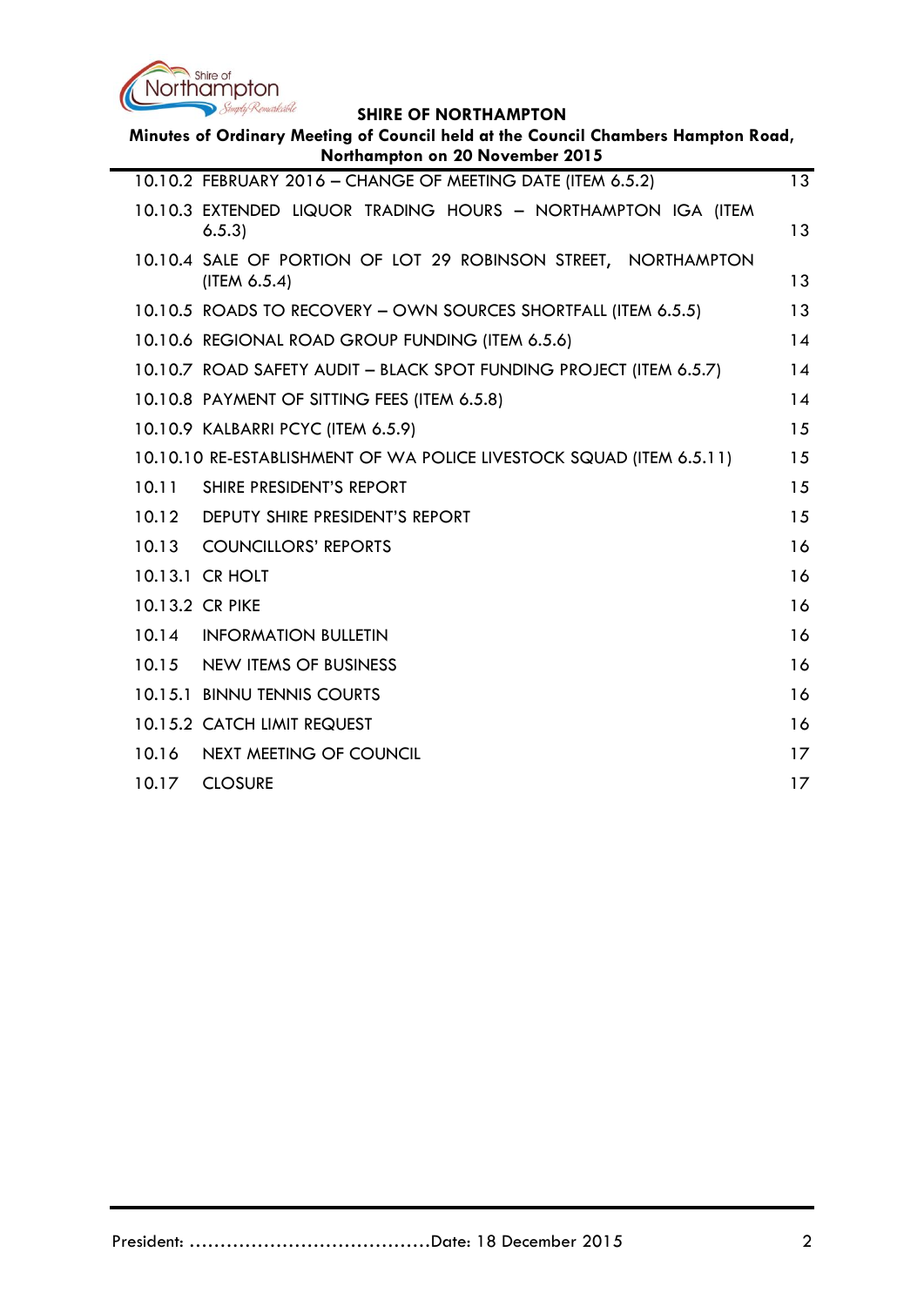| | | |
|---|---|---|
| 10.10.2 | FEBRUARY 2016 – CHANGE OF MEETING DATE (ITEM 6.5.2) | 13 |
| 10.10.3 | EXTENDED LIQUOR TRADING HOURS – NORTHAMPTON IGA (ITEM 6.5.3) | 13 |
| 10.10.4 | SALE OF PORTION OF LOT 29 ROBINSON STREET, NORTHAMPTON (ITEM 6.5.4) | 13 |
| 10.10.5 | ROADS TO RECOVERY – OWN SOURCES SHORTFALL (ITEM 6.5.5) | 13 |
| 10.10.6 | REGIONAL ROAD GROUP FUNDING (ITEM 6.5.6) | 14 |
| 10.10.7 | ROAD SAFETY AUDIT – BLACK SPOT FUNDING PROJECT (ITEM 6.5.7) | 14 |
| 10.10.8 | PAYMENT OF SITTING FEES (ITEM 6.5.8) | 14 |
| 10.10.9 | KALBARRI PCYC (ITEM 6.5.9) | 15 |
| 10.10.10 | RE-ESTABLISHMENT OF WA POLICE LIVESTOCK SQUAD (ITEM 6.5.11) | 15 |
| 10.11 | SHIRE PRESIDENT'S REPORT | 15 |
| 10.12 | DEPUTY SHIRE PRESIDENT'S REPORT | 15 |
| 10.13 | COUNCILLORS' REPORTS | 16 |
| 10.13.1 | CR HOLT | 16 |
| 10.13.2 | CR PIKE | 16 |
| 10.14 | INFORMATION BULLETIN | 16 |
| 10.15 | NEW ITEMS OF BUSINESS | 16 |
| 10.15.1 | BINNU TENNIS COURTS | 16 |
| 10.15.2 | CATCH LIMIT REQUEST | 16 |
| 10.16 | NEXT MEETING OF COUNCIL | 17 |
| 10.17 | CLOSURE | 17 |

President: .......................................Date: 18 December 2015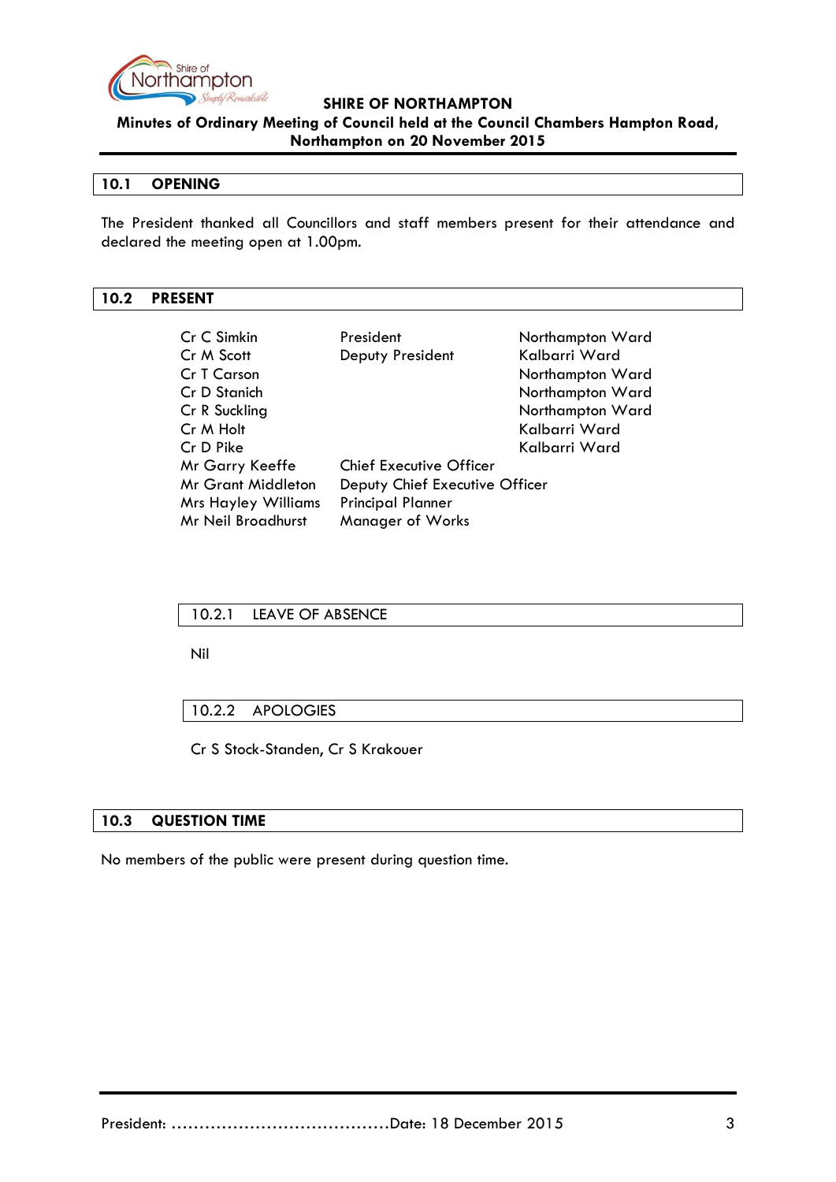## 10.1 OPENING

The President thanked all Councillors and staff members present for their attendance and declared the meeting open at 1.00pm.

## 10.2 PRESENT

| | | |
|---|---|---|
| Cr C Simkin | President | Northampton Ward |
| Cr M Scott | Deputy President | Kalbarri Ward |
| Cr T Carson | | Northampton Ward |
| Cr D Stanich | | Northampton Ward |
| Cr R Suckling | | Northampton Ward |
| Cr M Holt | | Kalbarri Ward |
| Cr D Pike | | Kalbarri Ward |
| Mr Garry Keeffe | Chief Executive Officer | |
| Mr Grant Middleton | Deputy Chief Executive Officer | |
| Mrs Hayley Williams | Principal Planner | |
| Mr Neil Broadhurst | Manager of Works | |

### 10.2.1 LEAVE OF ABSENCE

Nil

### 10.2.2 APOLOGIES

Cr S Stock-Standen, Cr S Krakouer

## 10.3 QUESTION TIME

No members of the public were present during question time.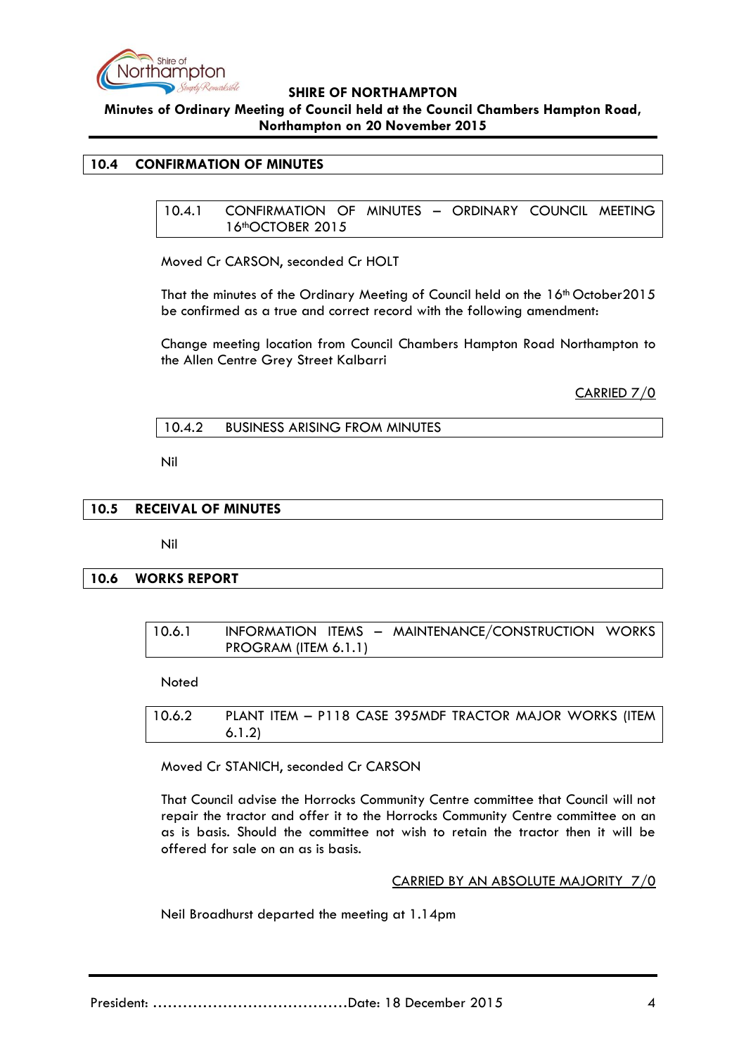## 10.4 CONFIRMATION OF MINUTES

### 10.4.1 CONFIRMATION OF MINUTES – ORDINARY COUNCIL MEETING 16thOCTOBER 2015

Moved Cr CARSON, seconded Cr HOLT

That the minutes of the Ordinary Meeting of Council held on the 16th October2015 be confirmed as a true and correct record with the following amendment:

Change meeting location from Council Chambers Hampton Road Northampton to the Allen Centre Grey Street Kalbarri

CARRIED 7/0

### 10.4.2 BUSINESS ARISING FROM MINUTES

Nil

## 10.5 RECEIVAL OF MINUTES

Nil

## 10.6 WORKS REPORT

### 10.6.1 INFORMATION ITEMS – MAINTENANCE/CONSTRUCTION WORKS PROGRAM (ITEM 6.1.1)

Noted

### 10.6.2 PLANT ITEM – P118 CASE 395MDF TRACTOR MAJOR WORKS (ITEM 6.1.2)

Moved Cr STANICH, seconded Cr CARSON

That Council advise the Horrocks Community Centre committee that Council will not repair the tractor and offer it to the Horrocks Community Centre committee on an as is basis. Should the committee not wish to retain the tractor then it will be offered for sale on an as is basis.

CARRIED BY AN ABSOLUTE MAJORITY 7/0

Neil Broadhurst departed the meeting at 1.14pm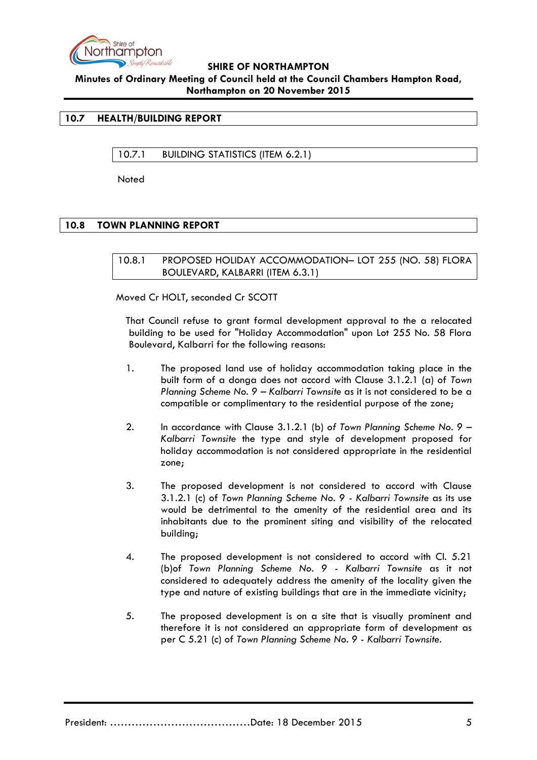## 10.7 HEALTH/BUILDING REPORT

### 10.7.1 BUILDING STATISTICS (ITEM 6.2.1)

Noted

## 10.8 TOWN PLANNING REPORT

### 10.8.1 PROPOSED HOLIDAY ACCOMMODATION– LOT 255 (NO. 58) FLORA BOULEVARD, KALBARRI (ITEM 6.3.1)

Moved Cr HOLT, seconded Cr SCOTT

That Council refuse to grant formal development approval to the a relocated building to be used for "Holiday Accommodation" upon Lot 255 No. 58 Flora Boulevard, Kalbarri for the following reasons:

1. The proposed land use of holiday accommodation taking place in the built form of a donga does not accord with Clause 3.1.2.1 (a) of *Town Planning Scheme No. 9 – Kalbarri Townsite* as it is not considered to be a compatible or complimentary to the residential purpose of the zone;

2. In accordance with Clause 3.1.2.1 (b) of *Town Planning Scheme No. 9 – Kalbarri Townsite* the type and style of development proposed for holiday accommodation is not considered appropriate in the residential zone;

3. The proposed development is not considered to accord with Clause 3.1.2.1 (c) of *Town Planning Scheme No. 9 - Kalbarri Townsite* as its use would be detrimental to the amenity of the residential area and its inhabitants due to the prominent siting and visibility of the relocated building;

4. The proposed development is not considered to accord with Cl. 5.21 (b)of *Town Planning Scheme No. 9 - Kalbarri Townsite* as it not considered to adequately address the amenity of the locality given the type and nature of existing buildings that are in the immediate vicinity;

5. The proposed development is on a site that is visually prominent and therefore it is not considered an appropriate form of development as per C 5.21 (c) of *Town Planning Scheme No. 9 - Kalbarri Townsite.*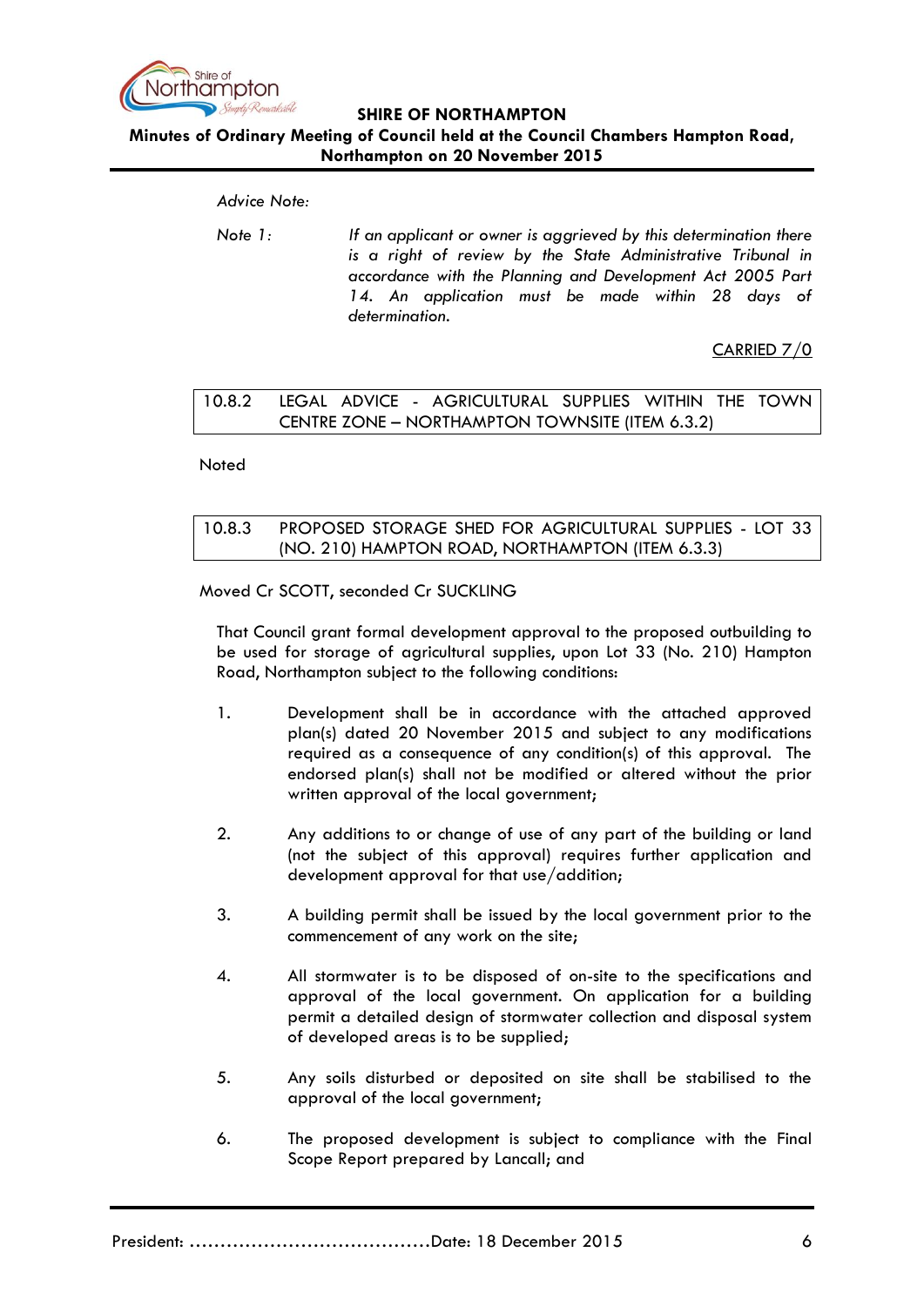*Advice Note:*

*Note 1:* *If an applicant or owner is aggrieved by this determination there is a right of review by the State Administrative Tribunal in accordance with the Planning and Development Act 2005 Part 14. An application must be made within 28 days of determination.*

CARRIED 7/0

| 10.8.2 | LEGAL ADVICE - AGRICULTURAL SUPPLIES WITHIN THE TOWN CENTRE ZONE – NORTHAMPTON TOWNSITE (ITEM 6.3.2) |
|---|---|

Noted

| 10.8.3 | PROPOSED STORAGE SHED FOR AGRICULTURAL SUPPLIES - LOT 33 (NO. 210) HAMPTON ROAD, NORTHAMPTON (ITEM 6.3.3) |
|---|---|

Moved Cr SCOTT, seconded Cr SUCKLING

That Council grant formal development approval to the proposed outbuilding to be used for storage of agricultural supplies, upon Lot 33 (No. 210) Hampton Road, Northampton subject to the following conditions:

1. Development shall be in accordance with the attached approved plan(s) dated 20 November 2015 and subject to any modifications required as a consequence of any condition(s) of this approval. The endorsed plan(s) shall not be modified or altered without the prior written approval of the local government;

2. Any additions to or change of use of any part of the building or land (not the subject of this approval) requires further application and development approval for that use/addition;

3. A building permit shall be issued by the local government prior to the commencement of any work on the site;

4. All stormwater is to be disposed of on-site to the specifications and approval of the local government. On application for a building permit a detailed design of stormwater collection and disposal system of developed areas is to be supplied;

5. Any soils disturbed or deposited on site shall be stabilised to the approval of the local government;

6. The proposed development is subject to compliance with the Final Scope Report prepared by Lancall; and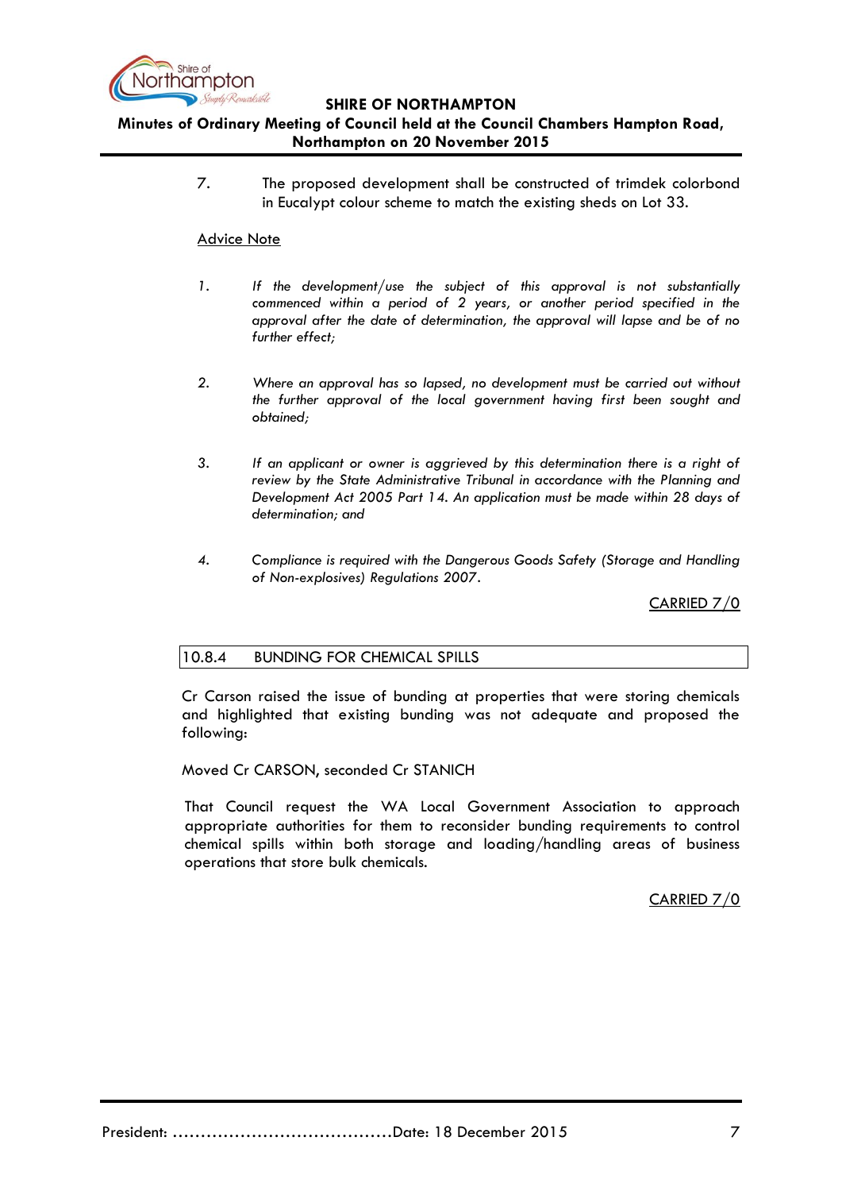7. The proposed development shall be constructed of trimdek colorbond in Eucalypt colour scheme to match the existing sheds on Lot 33.

<u>Advice Note</u>

1. *If the development/use the subject of this approval is not substantially commenced within a period of 2 years, or another period specified in the approval after the date of determination, the approval will lapse and be of no further effect;*

2. *Where an approval has so lapsed, no development must be carried out without the further approval of the local government having first been sought and obtained;*

3. *If an applicant or owner is aggrieved by this determination there is a right of review by the State Administrative Tribunal in accordance with the Planning and Development Act 2005 Part 14. An application must be made within 28 days of determination; and*

4. *Compliance is required with the Dangerous Goods Safety (Storage and Handling of Non-explosives) Regulations 2007.*

<u>CARRIED 7/0</u>

## 10.8.4 BUNDING FOR CHEMICAL SPILLS

Cr Carson raised the issue of bunding at properties that were storing chemicals and highlighted that existing bunding was not adequate and proposed the following:

Moved Cr CARSON, seconded Cr STANICH

That Council request the WA Local Government Association to approach appropriate authorities for them to reconsider bunding requirements to control chemical spills within both storage and loading/handling areas of business operations that store bulk chemicals.

<u>CARRIED 7/0</u>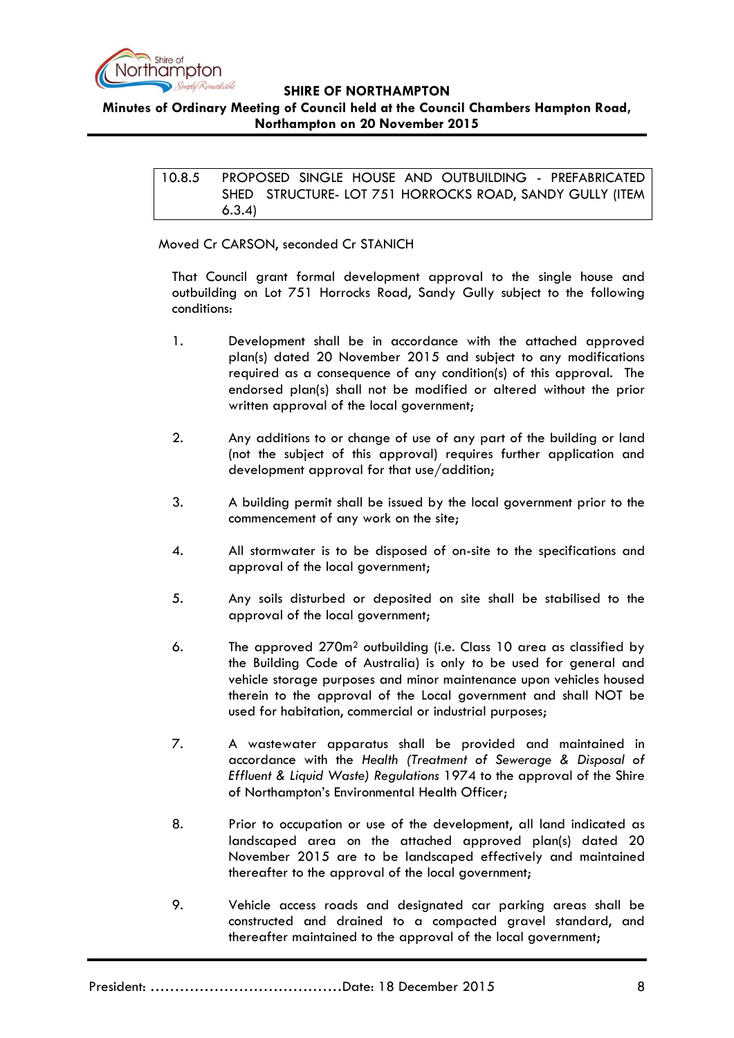10.8.5 PROPOSED SINGLE HOUSE AND OUTBUILDING - PREFABRICATED SHED STRUCTURE- LOT 751 HORROCKS ROAD, SANDY GULLY (ITEM 6.3.4)

Moved Cr CARSON, seconded Cr STANICH

That Council grant formal development approval to the single house and outbuilding on Lot 751 Horrocks Road, Sandy Gully subject to the following conditions:

1. Development shall be in accordance with the attached approved plan(s) dated 20 November 2015 and subject to any modifications required as a consequence of any condition(s) of this approval. The endorsed plan(s) shall not be modified or altered without the prior written approval of the local government;

2. Any additions to or change of use of any part of the building or land (not the subject of this approval) requires further application and development approval for that use/addition;

3. A building permit shall be issued by the local government prior to the commencement of any work on the site;

4. All stormwater is to be disposed of on-site to the specifications and approval of the local government;

5. Any soils disturbed or deposited on site shall be stabilised to the approval of the local government;

6. The approved 270m$^2$ outbuilding (i.e. Class 10 area as classified by the Building Code of Australia) is only to be used for general and vehicle storage purposes and minor maintenance upon vehicles housed therein to the approval of the Local government and shall NOT be used for habitation, commercial or industrial purposes;

7. A wastewater apparatus shall be provided and maintained in accordance with the *Health (Treatment of Sewerage & Disposal of Effluent & Liquid Waste) Regulations* 1974 to the approval of the Shire of Northampton's Environmental Health Officer;

8. Prior to occupation or use of the development, all land indicated as landscaped area on the attached approved plan(s) dated 20 November 2015 are to be landscaped effectively and maintained thereafter to the approval of the local government;

9. Vehicle access roads and designated car parking areas shall be constructed and drained to a compacted gravel standard, and thereafter maintained to the approval of the local government;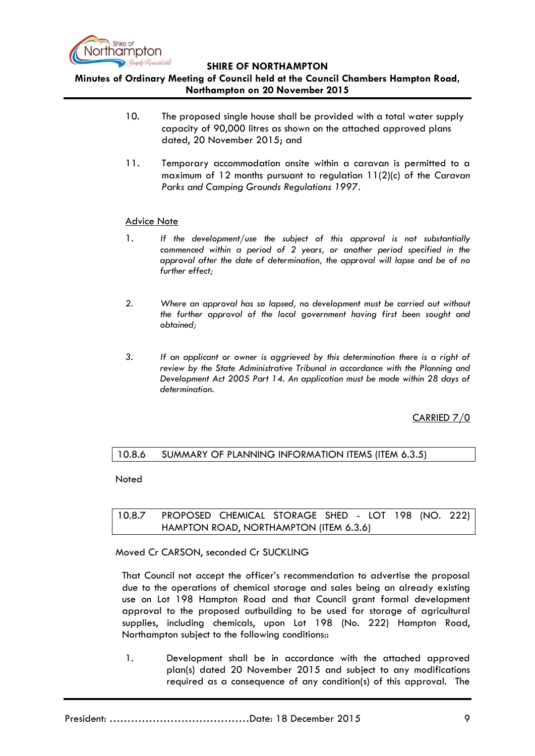10. The proposed single house shall be provided with a total water supply capacity of 90,000 litres as shown on the attached approved plans dated, 20 November 2015; and

11. Temporary accommodation onsite within a caravan is permitted to a maximum of 12 months pursuant to regulation 11(2)(c) of the *Caravan Parks and Camping Grounds Regulations 1997*.

<u>Advice Note</u>

1. *If the development/use the subject of this approval is not substantially commenced within a period of 2 years, or another period specified in the approval after the date of determination, the approval will lapse and be of no further effect;*

2. *Where an approval has so lapsed, no development must be carried out without the further approval of the local government having first been sought and obtained;*

3. *If an applicant or owner is aggrieved by this determination there is a right of review by the State Administrative Tribunal in accordance with the Planning and Development Act 2005 Part 14. An application must be made within 28 days of determination.*

<u>CARRIED 7/0</u>

### 10.8.6 SUMMARY OF PLANNING INFORMATION ITEMS (ITEM 6.3.5)

Noted

### 10.8.7 PROPOSED CHEMICAL STORAGE SHED - LOT 198 (NO. 222) HAMPTON ROAD, NORTHAMPTON (ITEM 6.3.6)

Moved Cr CARSON, seconded Cr SUCKLING

That Council not accept the officer's recommendation to advertise the proposal due to the operations of chemical storage and sales being an already existing use on Lot 198 Hampton Road and that Council grant formal development approval to the proposed outbuilding to be used for storage of agricultural supplies, including chemicals, upon Lot 198 (No. 222) Hampton Road, Northampton subject to the following conditions::

1. Development shall be in accordance with the attached approved plan(s) dated 20 November 2015 and subject to any modifications required as a consequence of any condition(s) of this approval. The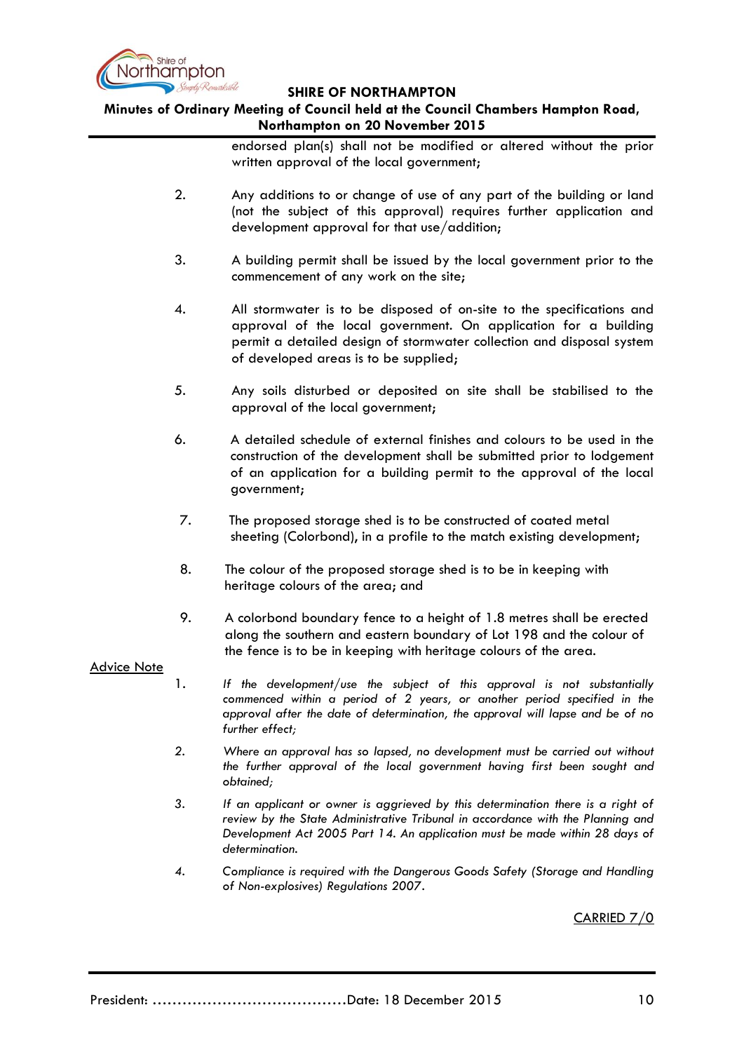endorsed plan(s) shall not be modified or altered without the prior written approval of the local government;

2. Any additions to or change of use of any part of the building or land (not the subject of this approval) requires further application and development approval for that use/addition;

3. A building permit shall be issued by the local government prior to the commencement of any work on the site;

4. All stormwater is to be disposed of on-site to the specifications and approval of the local government. On application for a building permit a detailed design of stormwater collection and disposal system of developed areas is to be supplied;

5. Any soils disturbed or deposited on site shall be stabilised to the approval of the local government;

6. A detailed schedule of external finishes and colours to be used in the construction of the development shall be submitted prior to lodgement of an application for a building permit to the approval of the local government;

7. The proposed storage shed is to be constructed of coated metal sheeting (Colorbond), in a profile to the match existing development;

8. The colour of the proposed storage shed is to be in keeping with heritage colours of the area; and

9. A colorbond boundary fence to a height of 1.8 metres shall be erected along the southern and eastern boundary of Lot 198 and the colour of the fence is to be in keeping with heritage colours of the area.

<u>Advice Note</u>

1. *If the development/use the subject of this approval is not substantially commenced within a period of 2 years, or another period specified in the approval after the date of determination, the approval will lapse and be of no further effect;*

2. *Where an approval has so lapsed, no development must be carried out without the further approval of the local government having first been sought and obtained;*

3. *If an applicant or owner is aggrieved by this determination there is a right of review by the State Administrative Tribunal in accordance with the Planning and Development Act 2005 Part 14. An application must be made within 28 days of determination.*

4. *Compliance is required with the Dangerous Goods Safety (Storage and Handling of Non-explosives) Regulations 2007.*

<u>CARRIED 7/0</u>

President: ......................................Date: 18 December 2015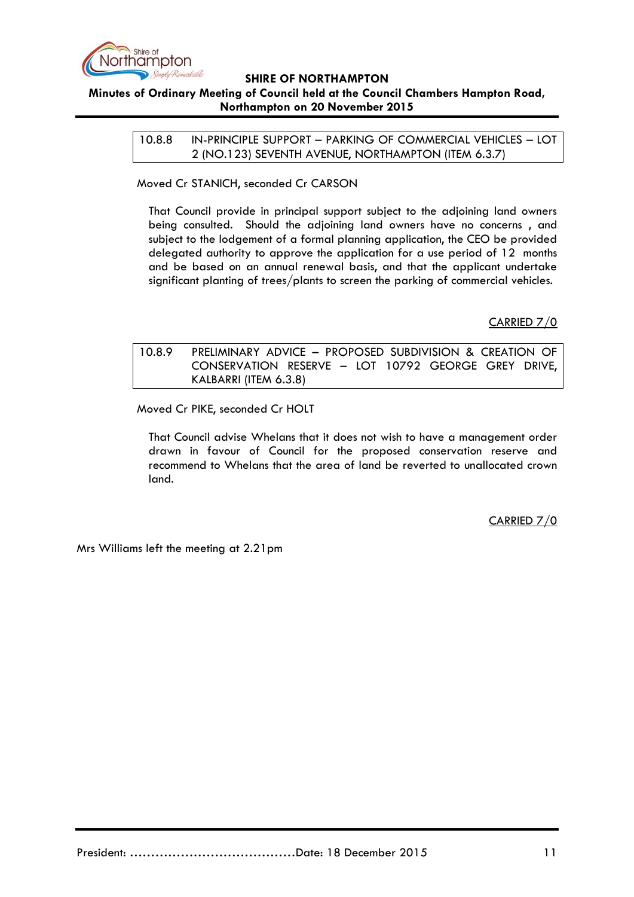### 10.8.8 IN-PRINCIPLE SUPPORT – PARKING OF COMMERCIAL VEHICLES – LOT 2 (NO.123) SEVENTH AVENUE, NORTHAMPTON (ITEM 6.3.7)

Moved Cr STANICH, seconded Cr CARSON

That Council provide in principal support subject to the adjoining land owners being consulted. Should the adjoining land owners have no concerns , and subject to the lodgement of a formal planning application, the CEO be provided delegated authority to approve the application for a use period of 12 months and be based on an annual renewal basis, and that the applicant undertake significant planting of trees/plants to screen the parking of commercial vehicles.

CARRIED 7/0

### 10.8.9 PRELIMINARY ADVICE – PROPOSED SUBDIVISION & CREATION OF CONSERVATION RESERVE – LOT 10792 GEORGE GREY DRIVE, KALBARRI (ITEM 6.3.8)

Moved Cr PIKE, seconded Cr HOLT

That Council advise Whelans that it does not wish to have a management order drawn in favour of Council for the proposed conservation reserve and recommend to Whelans that the area of land be reverted to unallocated crown land.

CARRIED 7/0

Mrs Williams left the meeting at 2.21pm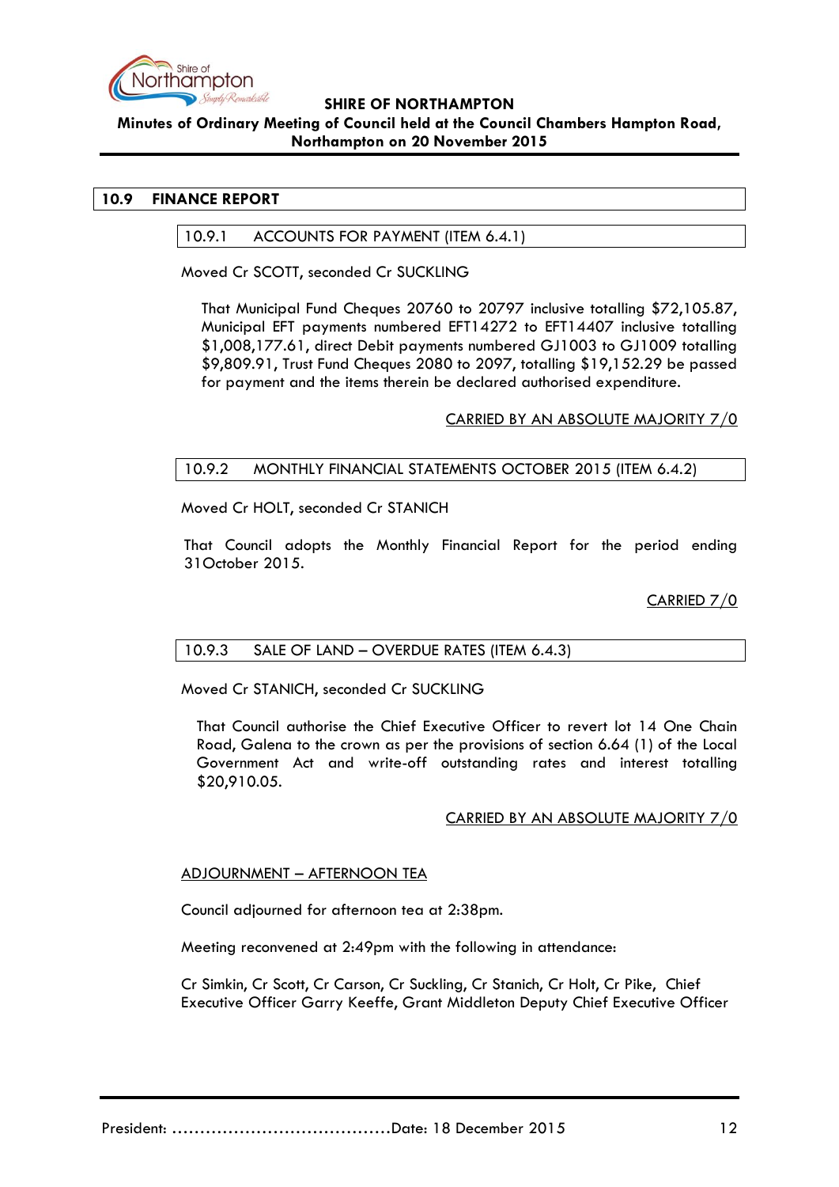## 10.9 FINANCE REPORT

### 10.9.1 ACCOUNTS FOR PAYMENT (ITEM 6.4.1)

Moved Cr SCOTT, seconded Cr SUCKLING

That Municipal Fund Cheques 20760 to 20797 inclusive totalling $72,105.87, Municipal EFT payments numbered EFT14272 to EFT14407 inclusive totalling $1,008,177.61, direct Debit payments numbered GJ1003 to GJ1009 totalling $9,809.91, Trust Fund Cheques 2080 to 2097, totalling $19,152.29 be passed for payment and the items therein be declared authorised expenditure.

CARRIED BY AN ABSOLUTE MAJORITY 7/0

### 10.9.2 MONTHLY FINANCIAL STATEMENTS OCTOBER 2015 (ITEM 6.4.2)

Moved Cr HOLT, seconded Cr STANICH

That Council adopts the Monthly Financial Report for the period ending 31October 2015.

CARRIED 7/0

### 10.9.3 SALE OF LAND – OVERDUE RATES (ITEM 6.4.3)

Moved Cr STANICH, seconded Cr SUCKLING

That Council authorise the Chief Executive Officer to revert lot 14 One Chain Road, Galena to the crown as per the provisions of section 6.64 (1) of the Local Government Act and write-off outstanding rates and interest totalling $20,910.05.

CARRIED BY AN ABSOLUTE MAJORITY 7/0

ADJOURNMENT – AFTERNOON TEA

Council adjourned for afternoon tea at 2:38pm.

Meeting reconvened at 2:49pm with the following in attendance:

Cr Simkin, Cr Scott, Cr Carson, Cr Suckling, Cr Stanich, Cr Holt, Cr Pike, Chief Executive Officer Garry Keeffe, Grant Middleton Deputy Chief Executive Officer

President: ......................................Date: 18 December 2015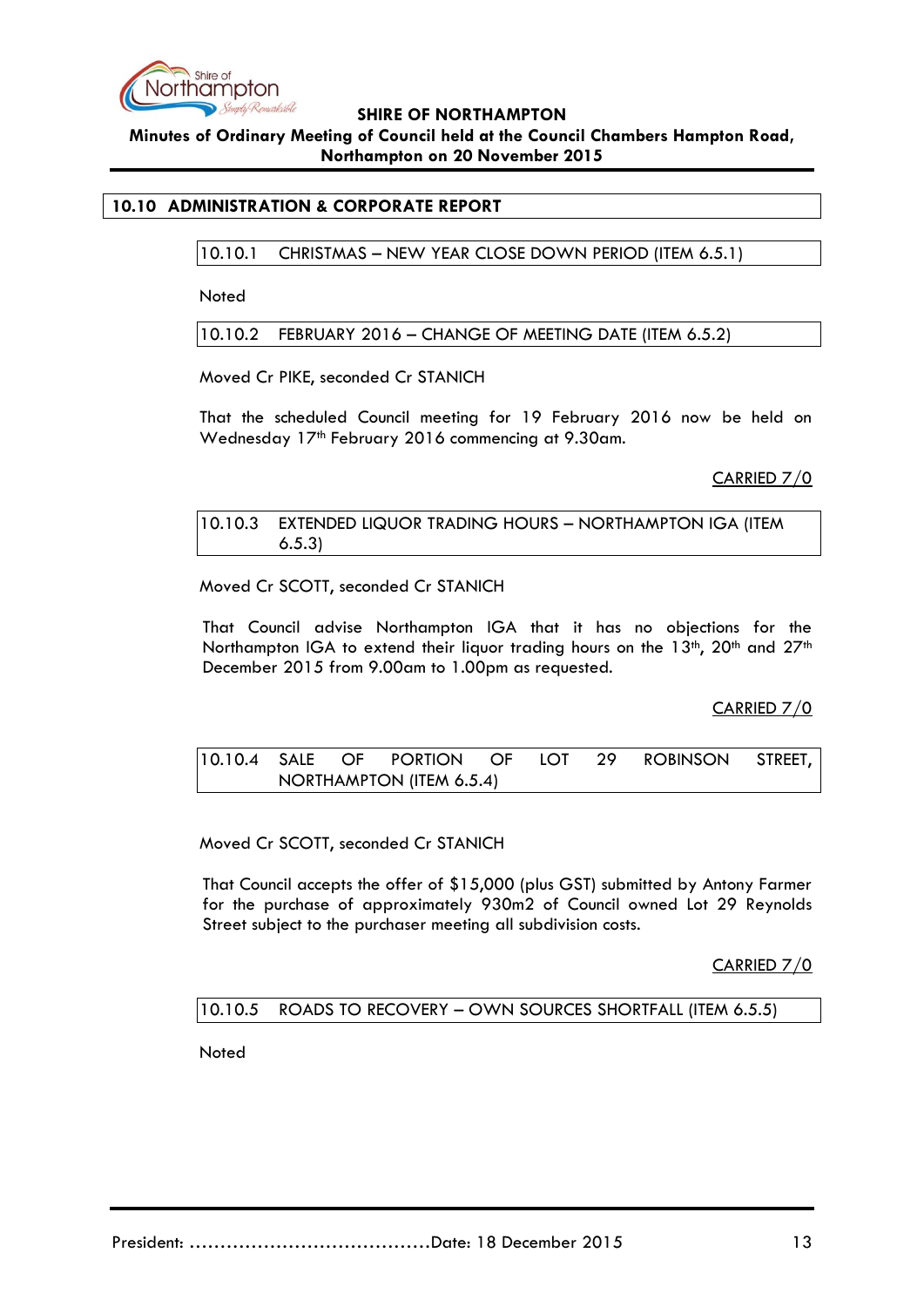## 10.10 ADMINISTRATION & CORPORATE REPORT

### 10.10.1 CHRISTMAS – NEW YEAR CLOSE DOWN PERIOD (ITEM 6.5.1)

Noted

### 10.10.2 FEBRUARY 2016 – CHANGE OF MEETING DATE (ITEM 6.5.2)

Moved Cr PIKE, seconded Cr STANICH

That the scheduled Council meeting for 19 February 2016 now be held on Wednesday 17th February 2016 commencing at 9.30am.

CARRIED 7/0

### 10.10.3 EXTENDED LIQUOR TRADING HOURS – NORTHAMPTON IGA (ITEM 6.5.3)

Moved Cr SCOTT, seconded Cr STANICH

That Council advise Northampton IGA that it has no objections for the Northampton IGA to extend their liquor trading hours on the 13th, 20th and 27th December 2015 from 9.00am to 1.00pm as requested.

CARRIED 7/0

### 10.10.4 SALE OF PORTION OF LOT 29 ROBINSON STREET, NORTHAMPTON (ITEM 6.5.4)

Moved Cr SCOTT, seconded Cr STANICH

That Council accepts the offer of $15,000 (plus GST) submitted by Antony Farmer for the purchase of approximately 930m2 of Council owned Lot 29 Reynolds Street subject to the purchaser meeting all subdivision costs.

CARRIED 7/0

### 10.10.5 ROADS TO RECOVERY – OWN SOURCES SHORTFALL (ITEM 6.5.5)

Noted

President: ......................................Date: 18 December 2015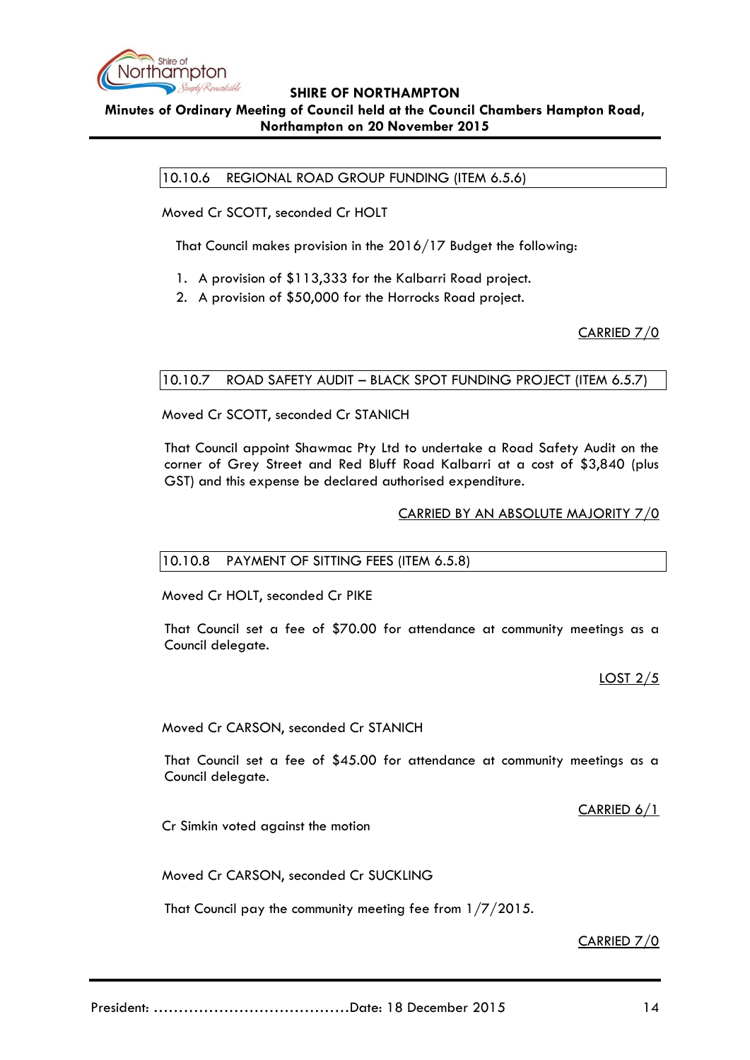## 10.10.6 REGIONAL ROAD GROUP FUNDING (ITEM 6.5.6)

Moved Cr SCOTT, seconded Cr HOLT

That Council makes provision in the 2016/17 Budget the following:

1. A provision of $113,333 for the Kalbarri Road project.
2. A provision of $50,000 for the Horrocks Road project.

CARRIED 7/0

## 10.10.7 ROAD SAFETY AUDIT – BLACK SPOT FUNDING PROJECT (ITEM 6.5.7)

Moved Cr SCOTT, seconded Cr STANICH

That Council appoint Shawmac Pty Ltd to undertake a Road Safety Audit on the corner of Grey Street and Red Bluff Road Kalbarri at a cost of $3,840 (plus GST) and this expense be declared authorised expenditure.

CARRIED BY AN ABSOLUTE MAJORITY 7/0

## 10.10.8 PAYMENT OF SITTING FEES (ITEM 6.5.8)

Moved Cr HOLT, seconded Cr PIKE

That Council set a fee of $70.00 for attendance at community meetings as a Council delegate.

LOST 2/5

Moved Cr CARSON, seconded Cr STANICH

That Council set a fee of $45.00 for attendance at community meetings as a Council delegate.

CARRIED 6/1

Cr Simkin voted against the motion

Moved Cr CARSON, seconded Cr SUCKLING

That Council pay the community meeting fee from 1/7/2015.

CARRIED 7/0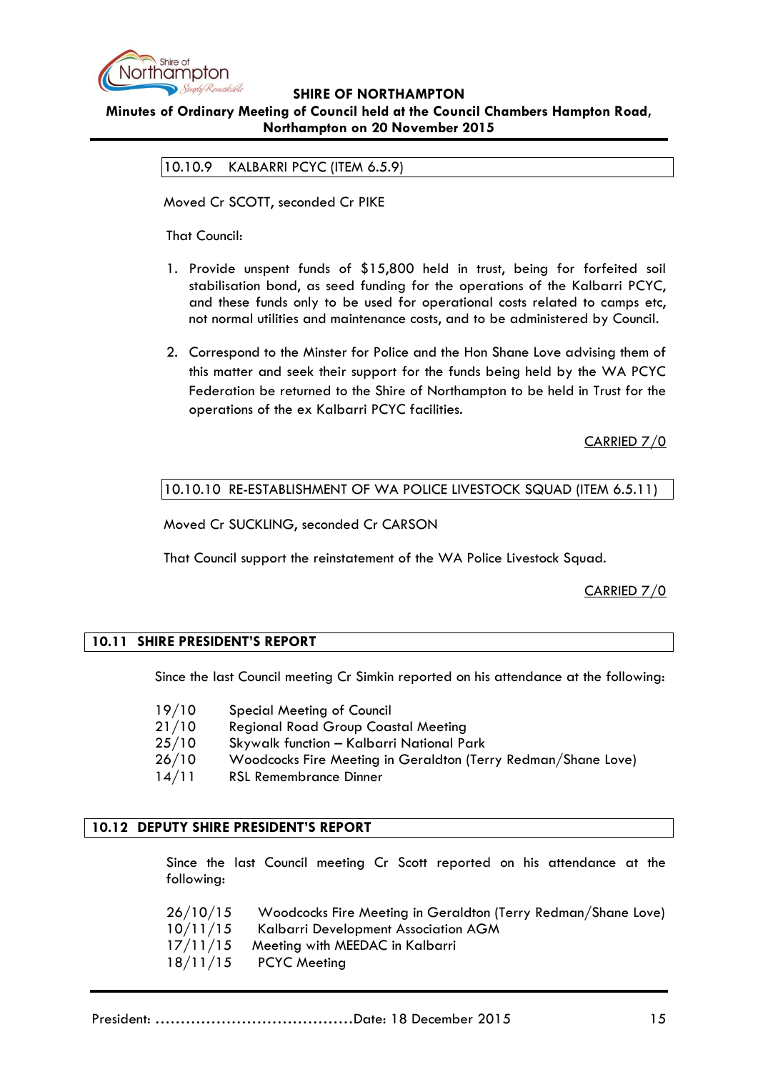### 10.10.9 KALBARRI PCYC (ITEM 6.5.9)

Moved Cr SCOTT, seconded Cr PIKE

That Council:

1. Provide unspent funds of $15,800 held in trust, being for forfeited soil stabilisation bond, as seed funding for the operations of the Kalbarri PCYC, and these funds only to be used for operational costs related to camps etc, not normal utilities and maintenance costs, and to be administered by Council.

2. Correspond to the Minster for Police and the Hon Shane Love advising them of this matter and seek their support for the funds being held by the WA PCYC Federation be returned to the Shire of Northampton to be held in Trust for the operations of the ex Kalbarri PCYC facilities.

CARRIED 7/0

### 10.10.10 RE-ESTABLISHMENT OF WA POLICE LIVESTOCK SQUAD (ITEM 6.5.11)

Moved Cr SUCKLING, seconded Cr CARSON

That Council support the reinstatement of the WA Police Livestock Squad.

CARRIED 7/0

## 10.11 SHIRE PRESIDENT'S REPORT

Since the last Council meeting Cr Simkin reported on his attendance at the following:

19/10 Special Meeting of Council
21/10 Regional Road Group Coastal Meeting
25/10 Skywalk function – Kalbarri National Park
26/10 Woodcocks Fire Meeting in Geraldton (Terry Redman/Shane Love)
14/11 RSL Remembrance Dinner

## 10.12 DEPUTY SHIRE PRESIDENT'S REPORT

Since the last Council meeting Cr Scott reported on his attendance at the following:

26/10/15 Woodcocks Fire Meeting in Geraldton (Terry Redman/Shane Love)
10/11/15 Kalbarri Development Association AGM
17/11/15 Meeting with MEEDAC in Kalbarri
18/11/15 PCYC Meeting

President: …………………………………Date: 18 December 2015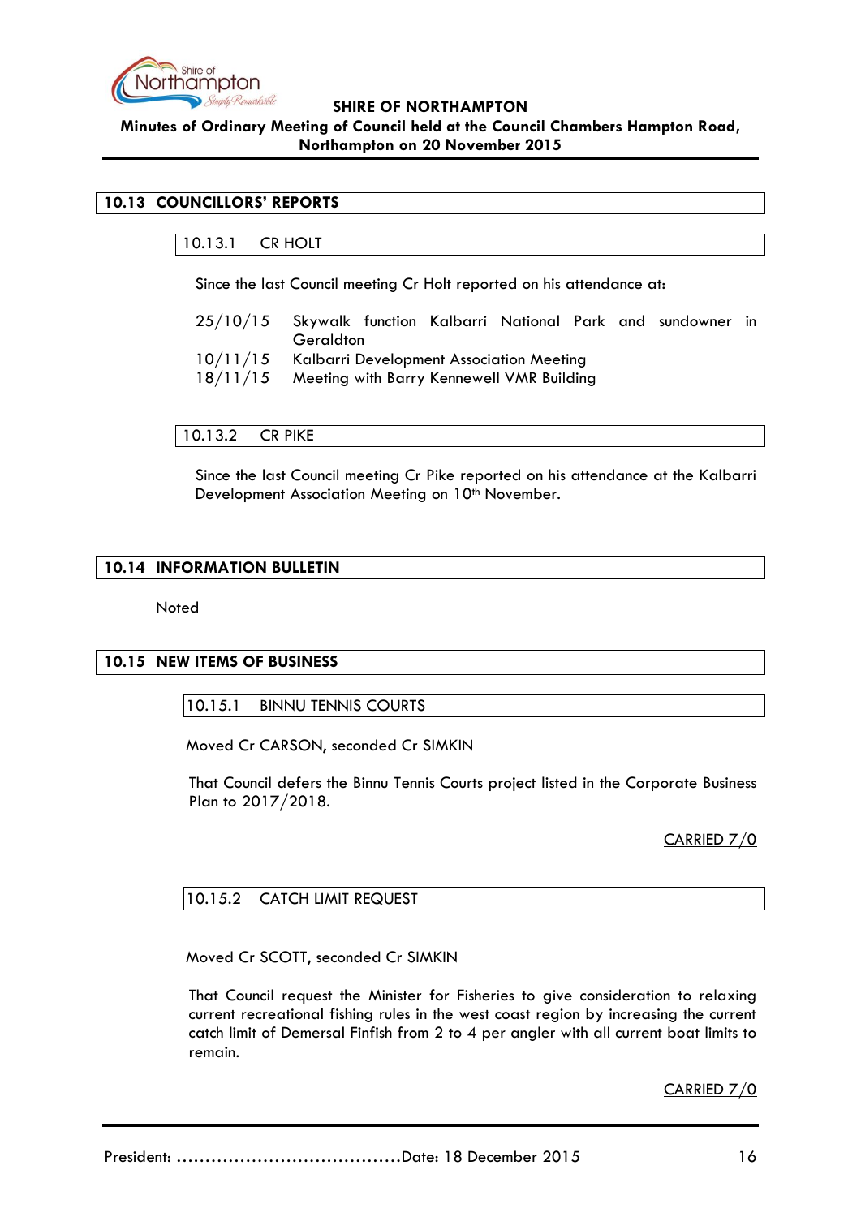## 10.13 COUNCILLORS' REPORTS

### 10.13.1 CR HOLT

Since the last Council meeting Cr Holt reported on his attendance at:

| | |
|---|---|
| 25/10/15 | Skywalk function Kalbarri National Park and sundowner in Geraldton |
| 10/11/15 | Kalbarri Development Association Meeting |
| 18/11/15 | Meeting with Barry Kennewell VMR Building |

### 10.13.2 CR PIKE

Since the last Council meeting Cr Pike reported on his attendance at the Kalbarri Development Association Meeting on 10th November.

## 10.14 INFORMATION BULLETIN

Noted

## 10.15 NEW ITEMS OF BUSINESS

### 10.15.1 BINNU TENNIS COURTS

Moved Cr CARSON, seconded Cr SIMKIN

That Council defers the Binnu Tennis Courts project listed in the Corporate Business Plan to 2017/2018.

CARRIED 7/0

### 10.15.2 CATCH LIMIT REQUEST

Moved Cr SCOTT, seconded Cr SIMKIN

That Council request the Minister for Fisheries to give consideration to relaxing current recreational fishing rules in the west coast region by increasing the current catch limit of Demersal Finfish from 2 to 4 per angler with all current boat limits to remain.

CARRIED 7/0

President: .......................................Date: 18 December 2015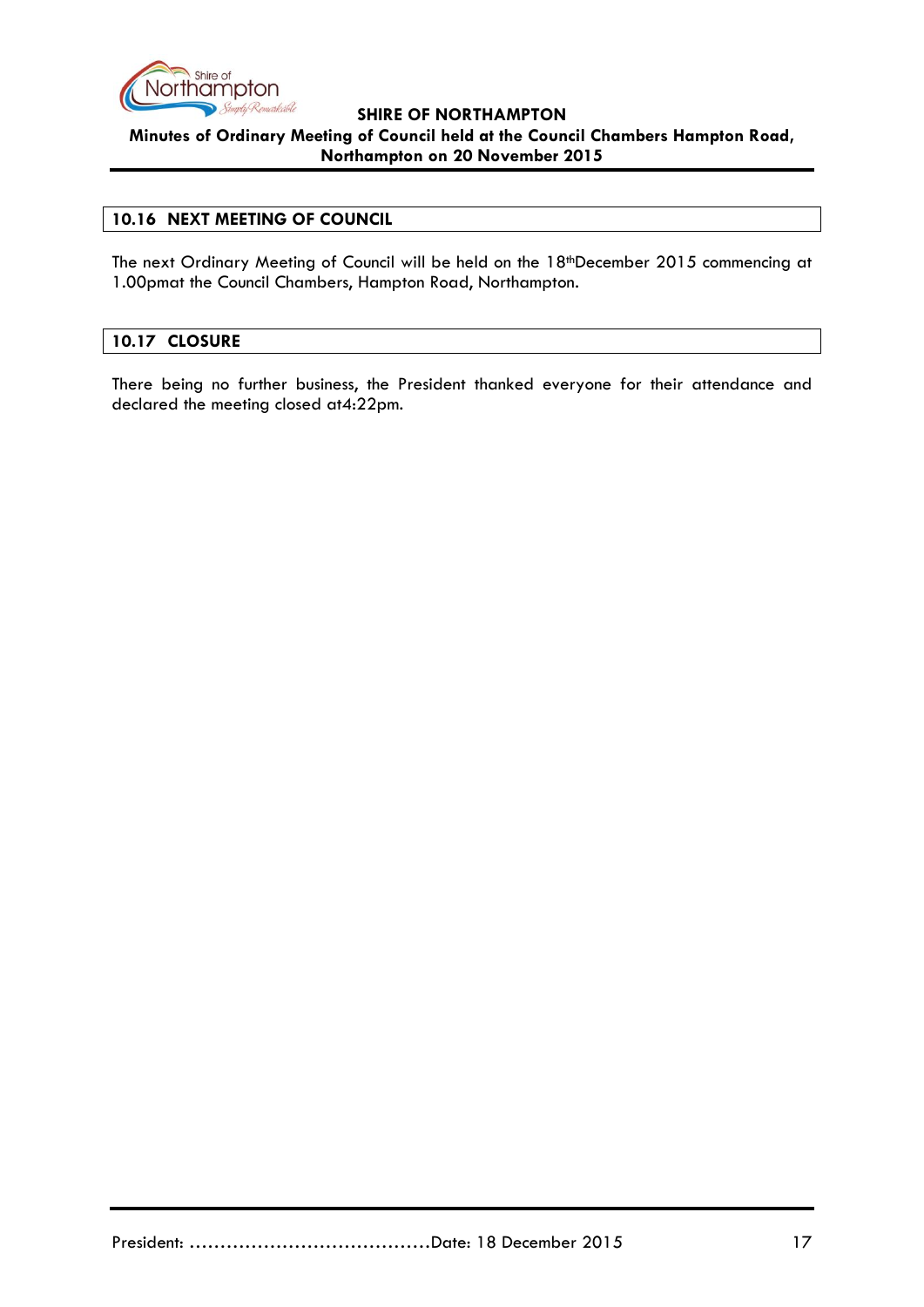## 10.16 NEXT MEETING OF COUNCIL

The next Ordinary Meeting of Council will be held on the 18th December 2015 commencing at 1.00pmat the Council Chambers, Hampton Road, Northampton.

## 10.17 CLOSURE

There being no further business, the President thanked everyone for their attendance and declared the meeting closed at4:22pm.

President: ………………………………….Date: 18 December 2015